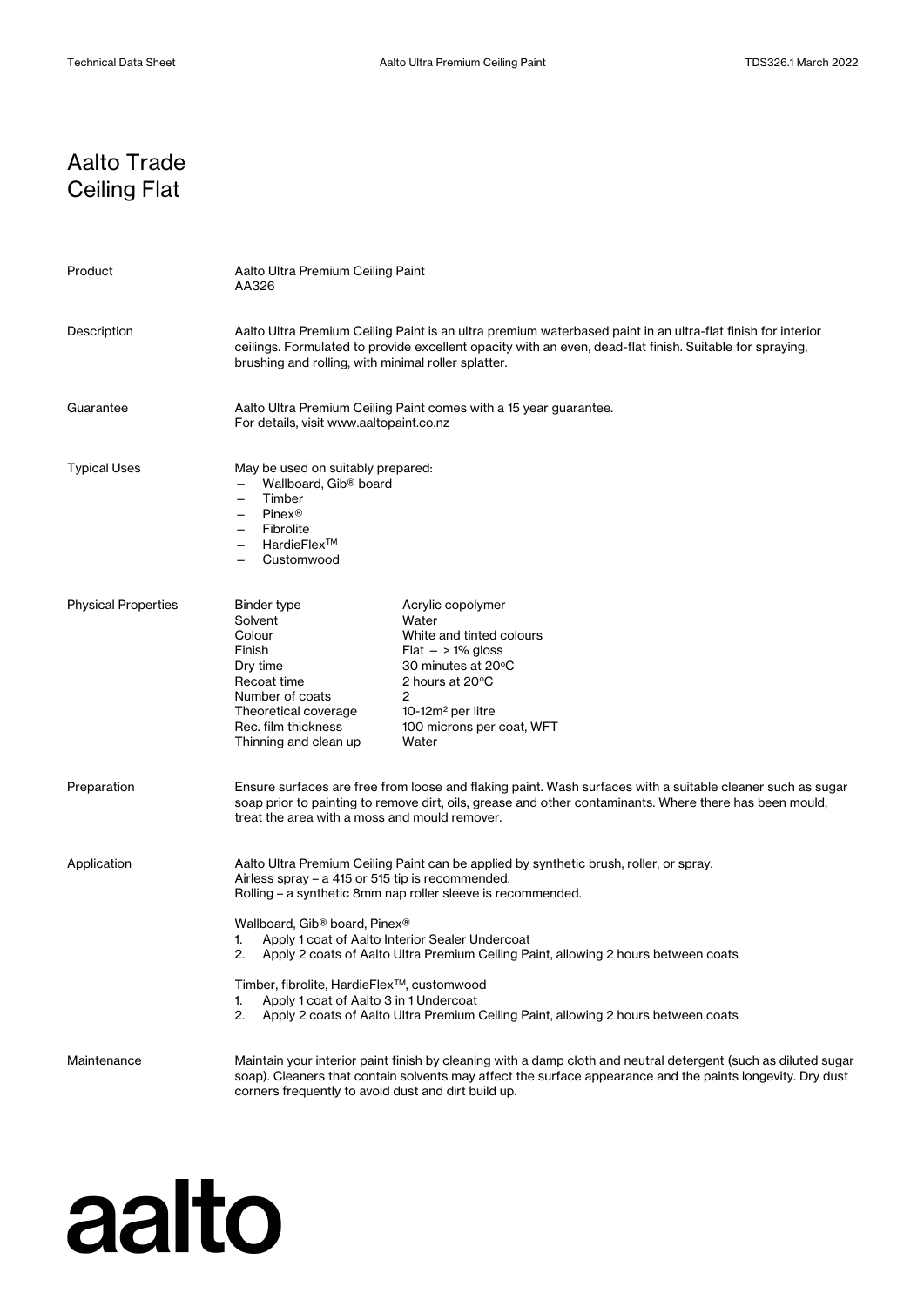# Aalto Trade Ceiling Flat

| | |
|---|---|
| Product | Aalto Ultra Premium Ceiling Paint<br>AA326 |
| Description | Aalto Ultra Premium Ceiling Paint is an ultra premium waterbased paint in an ultra-flat finish for interior ceilings. Formulated to provide excellent opacity with an even, dead-flat finish. Suitable for spraying, brushing and rolling, with minimal roller splatter. |
| Guarantee | Aalto Ultra Premium Ceiling Paint comes with a 15 year guarantee.<br>For details, visit www.aaltopaint.co.nz |
| Typical Uses | May be used on suitably prepared:<br>– Wallboard, Gib® board<br>– Timber<br>– Pinex®<br>– Fibrolite<br>– HardieFlex™<br>– Customwood |

## Physical Properties

| | |
|---|---|
| Binder type | Acrylic copolymer |
| Solvent | Water |
| Colour | White and tinted colours |
| Finish | Flat – > 1% gloss |
| Dry time | 30 minutes at 20°C |
| Recoat time | 2 hours at 20°C |
| Number of coats | 2 |
| Theoretical coverage | 10-12m² per litre |
| Rec. film thickness | 100 microns per coat, WFT |
| Thinning and clean up | Water |

## Preparation

Ensure surfaces are free from loose and flaking paint. Wash surfaces with a suitable cleaner such as sugar soap prior to painting to remove dirt, oils, grease and other contaminants. Where there has been mould, treat the area with a moss and mould remover.

## Application

Aalto Ultra Premium Ceiling Paint can be applied by synthetic brush, roller, or spray.
Airless spray – a 415 or 515 tip is recommended.
Rolling – a synthetic 8mm nap roller sleeve is recommended.

Wallboard, Gib® board, Pinex®

1. Apply 1 coat of Aalto Interior Sealer Undercoat
2. Apply 2 coats of Aalto Ultra Premium Ceiling Paint, allowing 2 hours between coats

Timber, fibrolite, HardieFlex™, customwood

1. Apply 1 coat of Aalto 3 in 1 Undercoat
2. Apply 2 coats of Aalto Ultra Premium Ceiling Paint, allowing 2 hours between coats

## Maintenance

Maintain your interior paint finish by cleaning with a damp cloth and neutral detergent (such as diluted sugar soap). Cleaners that contain solvents may affect the surface appearance and the paints longevity. Dry dust corners frequently to avoid dust and dirt build up.

aalto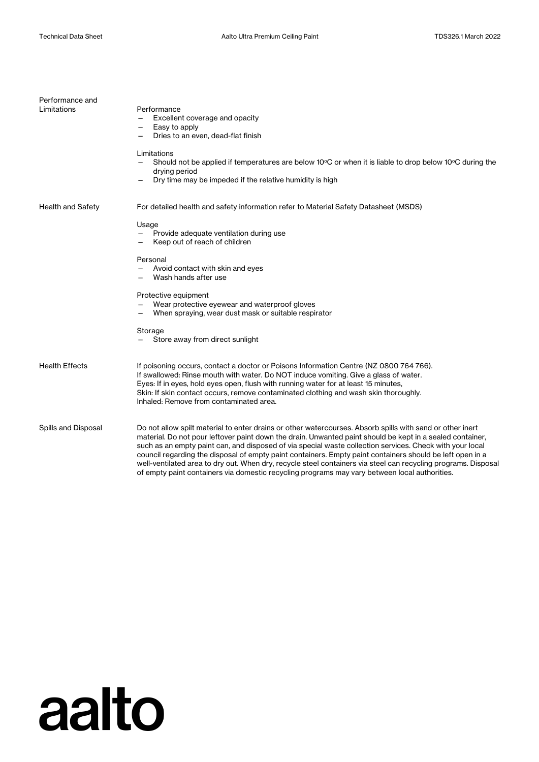## Performance and Limitations

Performance

- Excellent coverage and opacity
- Easy to apply
- Dries to an even, dead-flat finish

Limitations

- Should not be applied if temperatures are below 10°C or when it is liable to drop below 10°C during the drying period
- Dry time may be impeded if the relative humidity is high

## Health and Safety

For detailed health and safety information refer to Material Safety Datasheet (MSDS)

Usage

- Provide adequate ventilation during use
- Keep out of reach of children

Personal

- Avoid contact with skin and eyes
- Wash hands after use

Protective equipment

- Wear protective eyewear and waterproof gloves
- When spraying, wear dust mask or suitable respirator

Storage

- Store away from direct sunlight

## Health Effects

If poisoning occurs, contact a doctor or Poisons Information Centre (NZ 0800 764 766).
If swallowed: Rinse mouth with water. Do NOT induce vomiting. Give a glass of water.
Eyes: If in eyes, hold eyes open, flush with running water for at least 15 minutes,
Skin: If skin contact occurs, remove contaminated clothing and wash skin thoroughly.
Inhaled: Remove from contaminated area.

## Spills and Disposal

Do not allow spilt material to enter drains or other watercourses. Absorb spills with sand or other inert material. Do not pour leftover paint down the drain. Unwanted paint should be kept in a sealed container, such as an empty paint can, and disposed of via special waste collection services. Check with your local council regarding the disposal of empty paint containers. Empty paint containers should be left open in a well-ventilated area to dry out. When dry, recycle steel containers via steel can recycling programs. Disposal of empty paint containers via domestic recycling programs may vary between local authorities.

aalto